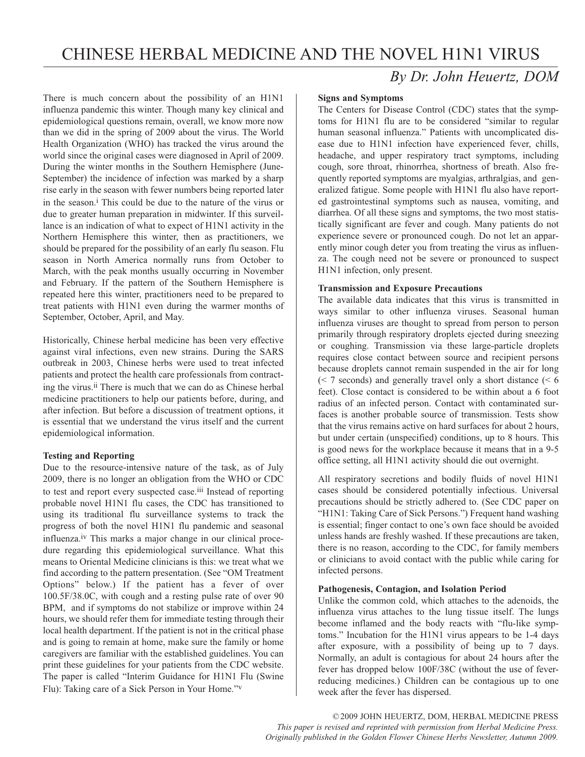# CHINESE HERBAL MEDICINE AND THE NOVEL H1N1 VIRUS

*By Dr. John Heuertz, DOM*

There is much concern about the possibility of an H1N1 influenza pandemic this winter. Though many key clinical and epidemiological questions remain, overall, we know more now than we did in the spring of 2009 about the virus. The World Health Organization (WHO) has tracked the virus around the world since the original cases were diagnosed in April of 2009. During the winter months in the Southern Hemisphere (June-September) the incidence of infection was marked by a sharp rise early in the season with fewer numbers being reported later in the season.[i] This could be due to the nature of the virus or due to greater human preparation in midwinter. If this surveillance is an indication of what to expect of H1N1 activity in the Northern Hemisphere this winter, then as practitioners, we should be prepared for the possibility of an early flu season. Flu season in North America normally runs from October to March, with the peak months usually occurring in November and February. If the pattern of the Southern Hemisphere is repeated here this winter, practitioners need to be prepared to treat patients with H1N1 even during the warmer months of September, October, April, and May.

Historically, Chinese herbal medicine has been very effective against viral infections, even new strains. During the SARS outbreak in 2003, Chinese herbs were used to treat infected patients and protect the health care professionals from contracting the virus.[ii] There is much that we can do as Chinese herbal medicine practitioners to help our patients before, during, and after infection. But before a discussion of treatment options, it is essential that we understand the virus itself and the current epidemiological information.

**Testing and Reporting**

Due to the resource-intensive nature of the task, as of July 2009, there is no longer an obligation from the WHO or CDC to test and report every suspected case.[iii] Instead of reporting probable novel H1N1 flu cases, the CDC has transitioned to using its traditional flu surveillance systems to track the progress of both the novel H1N1 flu pandemic and seasonal influenza.[iv] This marks a major change in our clinical procedure regarding this epidemiological surveillance. What this means to Oriental Medicine clinicians is this: we treat what we find according to the pattern presentation. (See "OM Treatment Options" below.) If the patient has a fever of over 100.5F/38.0C, with cough and a resting pulse rate of over 90 BPM, and if symptoms do not stabilize or improve within 24 hours, we should refer them for immediate testing through their local health department. If the patient is not in the critical phase and is going to remain at home, make sure the family or home caregivers are familiar with the established guidelines. You can print these guidelines for your patients from the CDC website. The paper is called "Interim Guidance for H1N1 Flu (Swine Flu): Taking care of a Sick Person in Your Home."[v]

**Signs and Symptoms**

The Centers for Disease Control (CDC) states that the symptoms for H1N1 flu are to be considered "similar to regular human seasonal influenza." Patients with uncomplicated disease due to H1N1 infection have experienced fever, chills, headache, and upper respiratory tract symptoms, including cough, sore throat, rhinorrhea, shortness of breath. Also frequently reported symptoms are myalgias, arthralgias, and generalized fatigue. Some people with H1N1 flu also have reported gastrointestinal symptoms such as nausea, vomiting, and diarrhea. Of all these signs and symptoms, the two most statistically significant are fever and cough. Many patients do not experience severe or pronounced cough. Do not let an apparently minor cough deter you from treating the virus as influenza. The cough need not be severe or pronounced to suspect H1N1 infection, only present.

**Transmission and Exposure Precautions**

The available data indicates that this virus is transmitted in ways similar to other influenza viruses. Seasonal human influenza viruses are thought to spread from person to person primarily through respiratory droplets ejected during sneezing or coughing. Transmission via these large-particle droplets requires close contact between source and recipient persons because droplets cannot remain suspended in the air for long (< 7 seconds) and generally travel only a short distance (< 6 feet). Close contact is considered to be within about a 6 foot radius of an infected person. Contact with contaminated surfaces is another probable source of transmission. Tests show that the virus remains active on hard surfaces for about 2 hours, but under certain (unspecified) conditions, up to 8 hours. This is good news for the workplace because it means that in a 9-5 office setting, all H1N1 activity should die out overnight.

All respiratory secretions and bodily fluids of novel H1N1 cases should be considered potentially infectious. Universal precautions should be strictly adhered to. (See CDC paper on "H1N1: Taking Care of Sick Persons.") Frequent hand washing is essential; finger contact to one's own face should be avoided unless hands are freshly washed. If these precautions are taken, there is no reason, according to the CDC, for family members or clinicians to avoid contact with the public while caring for infected persons.

**Pathogenesis, Contagion, and Isolation Period**

Unlike the common cold, which attaches to the adenoids, the influenza virus attaches to the lung tissue itself. The lungs become inflamed and the body reacts with "flu-like symptoms." Incubation for the H1N1 virus appears to be 1-4 days after exposure, with a possibility of being up to 7 days. Normally, an adult is contagious for about 24 hours after the fever has dropped below 100F/38C (without the use of fever-reducing medicines.) Children can be contagious up to one week after the fever has dispersed.

© 2009 JOHN HEUERTZ, DOM, HERBAL MEDICINE PRESS
*This paper is revised and reprinted with permission from Herbal Medicine Press.*
*Originally published in the Golden Flower Chinese Herbs Newsletter, Autumn 2009.*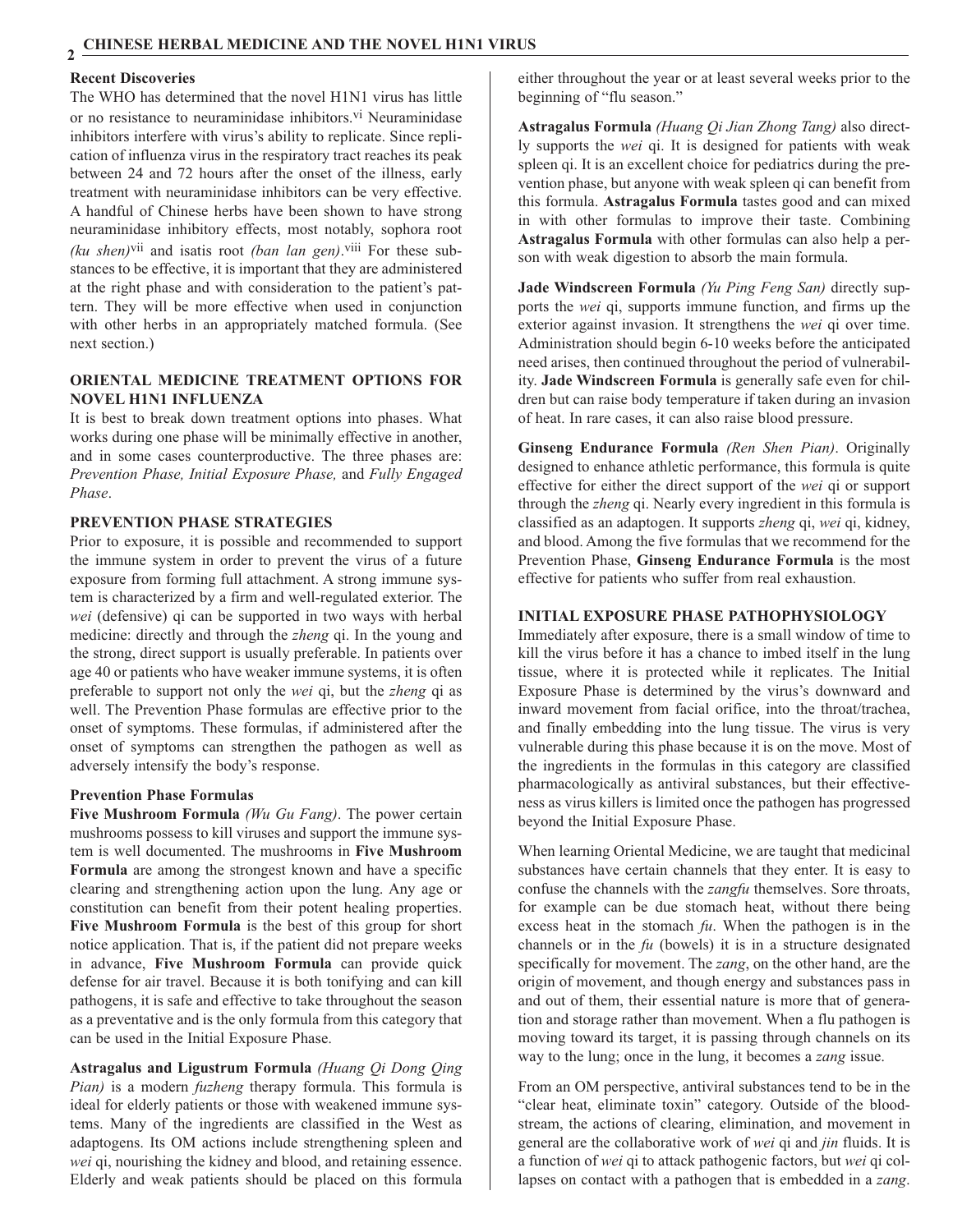### Recent Discoveries

The WHO has determined that the novel H1N1 virus has little or no resistance to neuraminidase inhibitors.[vi] Neuraminidase inhibitors interfere with virus's ability to replicate. Since replication of influenza virus in the respiratory tract reaches its peak between 24 and 72 hours after the onset of the illness, early treatment with neuraminidase inhibitors can be very effective. A handful of Chinese herbs have been shown to have strong neuraminidase inhibitory effects, most notably, sophora root *(ku shen)*[vii] and isatis root *(ban lan gen)*.[viii] For these substances to be effective, it is important that they are administered at the right phase and with consideration to the patient's pattern. They will be more effective when used in conjunction with other herbs in an appropriately matched formula. (See next section.)

## ORIENTAL MEDICINE TREATMENT OPTIONS FOR NOVEL H1N1 INFLUENZA

It is best to break down treatment options into phases. What works during one phase will be minimally effective in another, and in some cases counterproductive. The three phases are: *Prevention Phase, Initial Exposure Phase,* and *Fully Engaged Phase*.

## PREVENTION PHASE STRATEGIES

Prior to exposure, it is possible and recommended to support the immune system in order to prevent the virus of a future exposure from forming full attachment. A strong immune system is characterized by a firm and well-regulated exterior. The *wei* (defensive) qi can be supported in two ways with herbal medicine: directly and through the *zheng* qi. In the young and the strong, direct support is usually preferable. In patients over age 40 or patients who have weaker immune systems, it is often preferable to support not only the *wei* qi, but the *zheng* qi as well. The Prevention Phase formulas are effective prior to the onset of symptoms. These formulas, if administered after the onset of symptoms can strengthen the pathogen as well as adversely intensify the body's response.

### Prevention Phase Formulas

**Five Mushroom Formula** *(Wu Gu Fang)*. The power certain mushrooms possess to kill viruses and support the immune system is well documented. The mushrooms in **Five Mushroom Formula** are among the strongest known and have a specific clearing and strengthening action upon the lung. Any age or constitution can benefit from their potent healing properties. **Five Mushroom Formula** is the best of this group for short notice application. That is, if the patient did not prepare weeks in advance, **Five Mushroom Formula** can provide quick defense for air travel. Because it is both tonifying and can kill pathogens, it is safe and effective to take throughout the season as a preventative and is the only formula from this category that can be used in the Initial Exposure Phase.

**Astragalus and Ligustrum Formula** *(Huang Qi Dong Qing Pian)* is a modern *fuzheng* therapy formula. This formula is ideal for elderly patients or those with weakened immune systems. Many of the ingredients are classified in the West as adaptogens. Its OM actions include strengthening spleen and *wei* qi, nourishing the kidney and blood, and retaining essence. Elderly and weak patients should be placed on this formula either throughout the year or at least several weeks prior to the beginning of "flu season."

**Astragalus Formula** *(Huang Qi Jian Zhong Tang)* also directly supports the *wei* qi. It is designed for patients with weak spleen qi. It is an excellent choice for pediatrics during the prevention phase, but anyone with weak spleen qi can benefit from this formula. **Astragalus Formula** tastes good and can mixed in with other formulas to improve their taste. Combining **Astragalus Formula** with other formulas can also help a person with weak digestion to absorb the main formula.

**Jade Windscreen Formula** *(Yu Ping Feng San)* directly supports the *wei* qi, supports immune function, and firms up the exterior against invasion. It strengthens the *wei* qi over time. Administration should begin 6-10 weeks before the anticipated need arises, then continued throughout the period of vulnerability. **Jade Windscreen Formula** is generally safe even for children but can raise body temperature if taken during an invasion of heat. In rare cases, it can also raise blood pressure.

**Ginseng Endurance Formula** *(Ren Shen Pian)*. Originally designed to enhance athletic performance, this formula is quite effective for either the direct support of the *wei* qi or support through the *zheng* qi. Nearly every ingredient in this formula is classified as an adaptogen. It supports *zheng* qi, *wei* qi, kidney, and blood. Among the five formulas that we recommend for the Prevention Phase, **Ginseng Endurance Formula** is the most effective for patients who suffer from real exhaustion.

## INITIAL EXPOSURE PHASE PATHOPHYSIOLOGY

Immediately after exposure, there is a small window of time to kill the virus before it has a chance to imbed itself in the lung tissue, where it is protected while it replicates. The Initial Exposure Phase is determined by the virus's downward and inward movement from facial orifice, into the throat/trachea, and finally embedding into the lung tissue. The virus is very vulnerable during this phase because it is on the move. Most of the ingredients in the formulas in this category are classified pharmacologically as antiviral substances, but their effectiveness as virus killers is limited once the pathogen has progressed beyond the Initial Exposure Phase.

When learning Oriental Medicine, we are taught that medicinal substances have certain channels that they enter. It is easy to confuse the channels with the *zangfu* themselves. Sore throats, for example can be due stomach heat, without there being excess heat in the stomach *fu*. When the pathogen is in the channels or in the *fu* (bowels) it is in a structure designated specifically for movement. The *zang*, on the other hand, are the origin of movement, and though energy and substances pass in and out of them, their essential nature is more that of generation and storage rather than movement. When a flu pathogen is moving toward its target, it is passing through channels on its way to the lung; once in the lung, it becomes a *zang* issue.

From an OM perspective, antiviral substances tend to be in the "clear heat, eliminate toxin" category. Outside of the bloodstream, the actions of clearing, elimination, and movement in general are the collaborative work of *wei* qi and *jin* fluids. It is a function of *wei* qi to attack pathogenic factors, but *wei* qi collapses on contact with a pathogen that is embedded in a *zang*.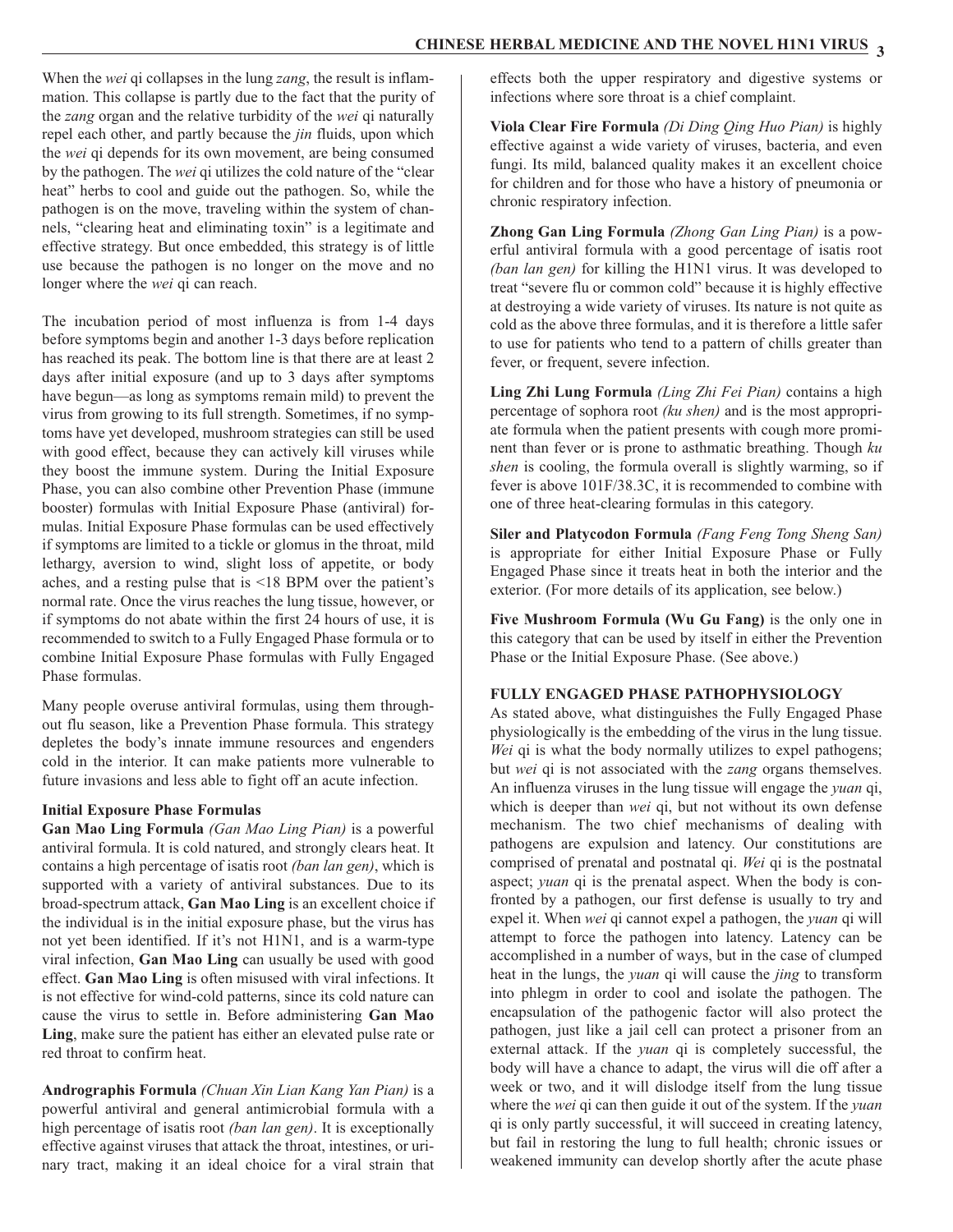When the *wei* qi collapses in the lung *zang*, the result is inflammation. This collapse is partly due to the fact that the purity of the *zang* organ and the relative turbidity of the *wei* qi naturally repel each other, and partly because the *jin* fluids, upon which the *wei* qi depends for its own movement, are being consumed by the pathogen. The *wei* qi utilizes the cold nature of the "clear heat" herbs to cool and guide out the pathogen. So, while the pathogen is on the move, traveling within the system of channels, "clearing heat and eliminating toxin" is a legitimate and effective strategy. But once embedded, this strategy is of little use because the pathogen is no longer on the move and no longer where the *wei* qi can reach.

The incubation period of most influenza is from 1-4 days before symptoms begin and another 1-3 days before replication has reached its peak. The bottom line is that there are at least 2 days after initial exposure (and up to 3 days after symptoms have begun—as long as symptoms remain mild) to prevent the virus from growing to its full strength. Sometimes, if no symptoms have yet developed, mushroom strategies can still be used with good effect, because they can actively kill viruses while they boost the immune system. During the Initial Exposure Phase, you can also combine other Prevention Phase (immune booster) formulas with Initial Exposure Phase (antiviral) formulas. Initial Exposure Phase formulas can be used effectively if symptoms are limited to a tickle or glomus in the throat, mild lethargy, aversion to wind, slight loss of appetite, or body aches, and a resting pulse that is <18 BPM over the patient's normal rate. Once the virus reaches the lung tissue, however, or if symptoms do not abate within the first 24 hours of use, it is recommended to switch to a Fully Engaged Phase formula or to combine Initial Exposure Phase formulas with Fully Engaged Phase formulas.

Many people overuse antiviral formulas, using them throughout flu season, like a Prevention Phase formula. This strategy depletes the body's innate immune resources and engenders cold in the interior. It can make patients more vulnerable to future invasions and less able to fight off an acute infection.

### Initial Exposure Phase Formulas

**Gan Mao Ling Formula** *(Gan Mao Ling Pian)* is a powerful antiviral formula. It is cold natured, and strongly clears heat. It contains a high percentage of isatis root *(ban lan gen)*, which is supported with a variety of antiviral substances. Due to its broad-spectrum attack, **Gan Mao Ling** is an excellent choice if the individual is in the initial exposure phase, but the virus has not yet been identified. If it's not H1N1, and is a warm-type viral infection, **Gan Mao Ling** can usually be used with good effect. **Gan Mao Ling** is often misused with viral infections. It is not effective for wind-cold patterns, since its cold nature can cause the virus to settle in. Before administering **Gan Mao Ling**, make sure the patient has either an elevated pulse rate or red throat to confirm heat.

**Andrographis Formula** *(Chuan Xin Lian Kang Yan Pian)* is a powerful antiviral and general antimicrobial formula with a high percentage of isatis root *(ban lan gen)*. It is exceptionally effective against viruses that attack the throat, intestines, or urinary tract, making it an ideal choice for a viral strain that effects both the upper respiratory and digestive systems or infections where sore throat is a chief complaint.

**Viola Clear Fire Formula** *(Di Ding Qing Huo Pian)* is highly effective against a wide variety of viruses, bacteria, and even fungi. Its mild, balanced quality makes it an excellent choice for children and for those who have a history of pneumonia or chronic respiratory infection.

**Zhong Gan Ling Formula** *(Zhong Gan Ling Pian)* is a powerful antiviral formula with a good percentage of isatis root *(ban lan gen)* for killing the H1N1 virus. It was developed to treat "severe flu or common cold" because it is highly effective at destroying a wide variety of viruses. Its nature is not quite as cold as the above three formulas, and it is therefore a little safer to use for patients who tend to a pattern of chills greater than fever, or frequent, severe infection.

**Ling Zhi Lung Formula** *(Ling Zhi Fei Pian)* contains a high percentage of sophora root *(ku shen)* and is the most appropriate formula when the patient presents with cough more prominent than fever or is prone to asthmatic breathing. Though *ku shen* is cooling, the formula overall is slightly warming, so if fever is above 101F/38.3C, it is recommended to combine with one of three heat-clearing formulas in this category.

**Siler and Platycodon Formula** *(Fang Feng Tong Sheng San)* is appropriate for either Initial Exposure Phase or Fully Engaged Phase since it treats heat in both the interior and the exterior. (For more details of its application, see below.)

**Five Mushroom Formula (Wu Gu Fang)** is the only one in this category that can be used by itself in either the Prevention Phase or the Initial Exposure Phase. (See above.)

### FULLY ENGAGED PHASE PATHOPHYSIOLOGY

As stated above, what distinguishes the Fully Engaged Phase physiologically is the embedding of the virus in the lung tissue. *Wei* qi is what the body normally utilizes to expel pathogens; but *wei* qi is not associated with the *zang* organs themselves. An influenza viruses in the lung tissue will engage the *yuan* qi, which is deeper than *wei* qi, but not without its own defense mechanism. The two chief mechanisms of dealing with pathogens are expulsion and latency. Our constitutions are comprised of prenatal and postnatal qi. *Wei* qi is the postnatal aspect; *yuan* qi is the prenatal aspect. When the body is confronted by a pathogen, our first defense is usually to try and expel it. When *wei* qi cannot expel a pathogen, the *yuan* qi will attempt to force the pathogen into latency. Latency can be accomplished in a number of ways, but in the case of clumped heat in the lungs, the *yuan* qi will cause the *jing* to transform into phlegm in order to cool and isolate the pathogen. The encapsulation of the pathogenic factor will also protect the pathogen, just like a jail cell can protect a prisoner from an external attack. If the *yuan* qi is completely successful, the body will have a chance to adapt, the virus will die off after a week or two, and it will dislodge itself from the lung tissue where the *wei* qi can then guide it out of the system. If the *yuan* qi is only partly successful, it will succeed in creating latency, but fail in restoring the lung to full health; chronic issues or weakened immunity can develop shortly after the acute phase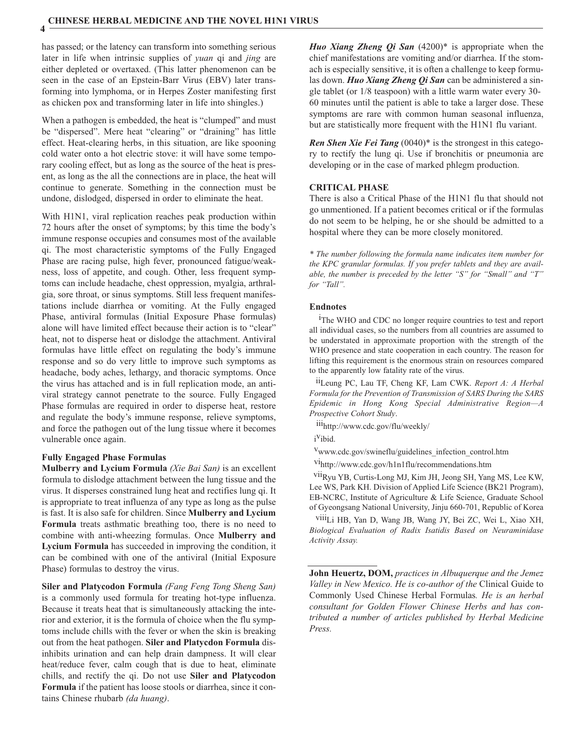has passed; or the latency can transform into something serious later in life when intrinsic supplies of *yuan* qi and *jing* are either depleted or overtaxed. (This latter phenomenon can be seen in the case of an Epstein-Barr Virus (EBV) later transforming into lymphoma, or in Herpes Zoster manifesting first as chicken pox and transforming later in life into shingles.)

When a pathogen is embedded, the heat is "clumped" and must be "dispersed". Mere heat "clearing" or "draining" has little effect. Heat-clearing herbs, in this situation, are like spooning cold water onto a hot electric stove: it will have some temporary cooling effect, but as long as the source of the heat is present, as long as the all the connections are in place, the heat will continue to generate. Something in the connection must be undone, dislodged, dispersed in order to eliminate the heat.

With H1N1, viral replication reaches peak production within 72 hours after the onset of symptoms; by this time the body's immune response occupies and consumes most of the available qi. The most characteristic symptoms of the Fully Engaged Phase are racing pulse, high fever, pronounced fatigue/weakness, loss of appetite, and cough. Other, less frequent symptoms can include headache, chest oppression, myalgia, arthralgia, sore throat, or sinus symptoms. Still less frequent manifestations include diarrhea or vomiting. At the Fully engaged Phase, antiviral formulas (Initial Exposure Phase formulas) alone will have limited effect because their action is to "clear" heat, not to disperse heat or dislodge the attachment. Antiviral formulas have little effect on regulating the body's immune response and so do very little to improve such symptoms as headache, body aches, lethargy, and thoracic symptoms. Once the virus has attached and is in full replication mode, an antiviral strategy cannot penetrate to the source. Fully Engaged Phase formulas are required in order to disperse heat, restore and regulate the body's immune response, relieve symptoms, and force the pathogen out of the lung tissue where it becomes vulnerable once again.

#### Fully Engaged Phase Formulas

**Mulberry and Lycium Formula** *(Xie Bai San)* is an excellent formula to dislodge attachment between the lung tissue and the virus. It disperses constrained lung heat and rectifies lung qi. It is appropriate to treat influenza of any type as long as the pulse is fast. It is also safe for children. Since **Mulberry and Lycium Formula** treats asthmatic breathing too, there is no need to combine with anti-wheezing formulas. Once **Mulberry and Lycium Formula** has succeeded in improving the condition, it can be combined with one of the antiviral (Initial Exposure Phase) formulas to destroy the virus.

**Siler and Platycodon Formula** *(Fang Feng Tong Sheng San)* is a commonly used formula for treating hot-type influenza. Because it treats heat that is simultaneously attacking the interior and exterior, it is the formula of choice when the flu symptoms include chills with the fever or when the skin is breaking out from the heat pathogen. **Siler and Platycdon Formula** disinhibits urination and can help drain dampness. It will clear heat/reduce fever, calm cough that is due to heat, eliminate chills, and rectify the qi. Do not use **Siler and Platycodon Formula** if the patient has loose stools or diarrhea, since it contains Chinese rhubarb *(da huang)*.

***Huo Xiang Zheng Qi San*** (4200)* is appropriate when the chief manifestations are vomiting and/or diarrhea. If the stomach is especially sensitive, it is often a challenge to keep formulas down. ***Huo Xiang Zheng Qi San*** can be administered a single tablet (or 1/8 teaspoon) with a little warm water every 30-60 minutes until the patient is able to take a larger dose. These symptoms are rare with common human seasonal influenza, but are statistically more frequent with the H1N1 flu variant.

***Ren Shen Xie Fei Tang*** (0040)* is the strongest in this category to rectify the lung qi. Use if bronchitis or pneumonia are developing or in the case of marked phlegm production.

#### CRITICAL PHASE

There is also a Critical Phase of the H1N1 flu that should not go unmentioned. If a patient becomes critical or if the formulas do not seem to be helping, he or she should be admitted to a hospital where they can be more closely monitored.

*\* The number following the formula name indicates item number for the KPC granular formulas. If you prefer tablets and they are available, the number is preceded by the letter "S" for "Small" and "T" for "Tall".*

#### Endnotes

[i] The WHO and CDC no longer require countries to test and report all individual cases, so the numbers from all countries are assumed to be understated in approximate proportion with the strength of the WHO presence and state cooperation in each country. The reason for lifting this requirement is the enormous strain on resources compared to the apparently low fatality rate of the virus.

[ii] Leung PC, Lau TF, Cheng KF, Lam CWK. *Report A: A Herbal Formula for the Prevention of Transmission of SARS During the SARS Epidemic in Hong Kong Special Administrative Region—A Prospective Cohort Study*.

[iii] http://www.cdc.gov/flu/weekly/

[iv] ibid.

[v] www.cdc.gov/swineflu/guidelines_infection_control.htm

[vi] http://www.cdc.gov/h1n1flu/recommendations.htm

[vii] Ryu YB, Curtis-Long MJ, Kim JH, Jeong SH, Yang MS, Lee KW, Lee WS, Park KH. Division of Applied Life Science (BK21 Program), EB-NCRC, Institute of Agriculture & Life Science, Graduate School of Gyeongsang National University, Jinju 660-701, Republic of Korea

[viii] Li HB, Yan D, Wang JB, Wang JY, Bei ZC, Wei L, Xiao XH, *Biological Evaluation of Radix Isatidis Based on Neuraminidase Activity Assay.*

---

**John Heuertz, DOM,** *practices in Albuquerque and the Jemez Valley in New Mexico. He is co-author of the* Clinical Guide to Commonly Used Chinese Herbal Formulas*. He is an herbal consultant for Golden Flower Chinese Herbs and has contributed a number of articles published by Herbal Medicine Press.*